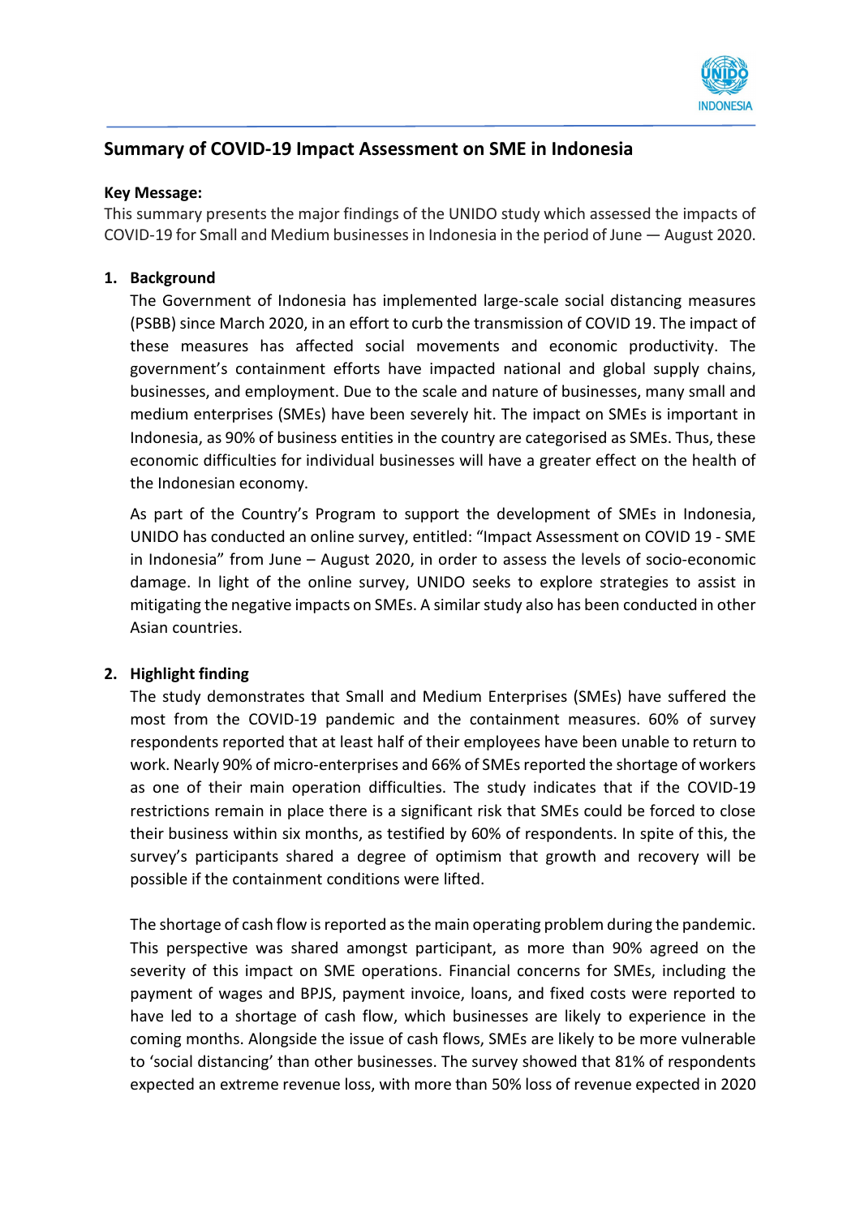# Summary of COVID-19 Impact Assessment on SME in Indonesia

**Key Message:**
This summary presents the major findings of the UNIDO study which assessed the impacts of COVID-19 for Small and Medium businesses in Indonesia in the period of June — August 2020.

## 1. Background

The Government of Indonesia has implemented large-scale social distancing measures (PSBB) since March 2020, in an effort to curb the transmission of COVID 19. The impact of these measures has affected social movements and economic productivity. The government's containment efforts have impacted national and global supply chains, businesses, and employment. Due to the scale and nature of businesses, many small and medium enterprises (SMEs) have been severely hit. The impact on SMEs is important in Indonesia, as 90% of business entities in the country are categorised as SMEs. Thus, these economic difficulties for individual businesses will have a greater effect on the health of the Indonesian economy.

As part of the Country's Program to support the development of SMEs in Indonesia, UNIDO has conducted an online survey, entitled: "Impact Assessment on COVID 19 - SME in Indonesia" from June – August 2020, in order to assess the levels of socio-economic damage. In light of the online survey, UNIDO seeks to explore strategies to assist in mitigating the negative impacts on SMEs. A similar study also has been conducted in other Asian countries.

## 2. Highlight finding

The study demonstrates that Small and Medium Enterprises (SMEs) have suffered the most from the COVID-19 pandemic and the containment measures. 60% of survey respondents reported that at least half of their employees have been unable to return to work. Nearly 90% of micro-enterprises and 66% of SMEs reported the shortage of workers as one of their main operation difficulties. The study indicates that if the COVID-19 restrictions remain in place there is a significant risk that SMEs could be forced to close their business within six months, as testified by 60% of respondents. In spite of this, the survey's participants shared a degree of optimism that growth and recovery will be possible if the containment conditions were lifted.

The shortage of cash flow is reported as the main operating problem during the pandemic. This perspective was shared amongst participant, as more than 90% agreed on the severity of this impact on SME operations. Financial concerns for SMEs, including the payment of wages and BPJS, payment invoice, loans, and fixed costs were reported to have led to a shortage of cash flow, which businesses are likely to experience in the coming months. Alongside the issue of cash flows, SMEs are likely to be more vulnerable to 'social distancing' than other businesses. The survey showed that 81% of respondents expected an extreme revenue loss, with more than 50% loss of revenue expected in 2020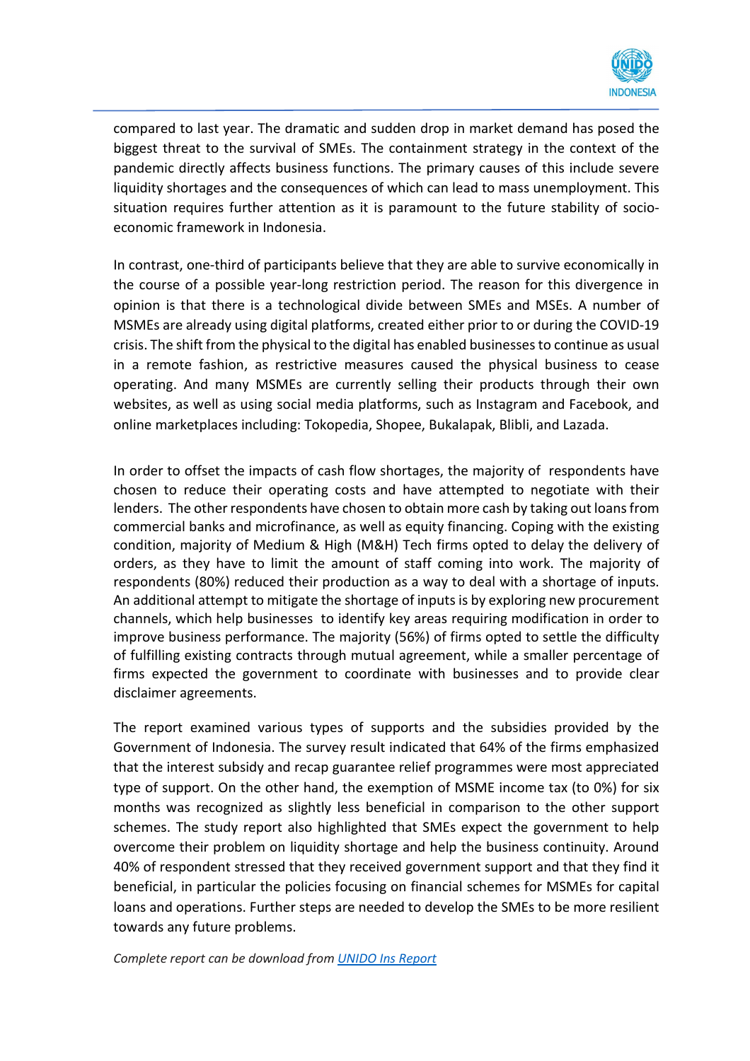compared to last year. The dramatic and sudden drop in market demand has posed the biggest threat to the survival of SMEs. The containment strategy in the context of the pandemic directly affects business functions. The primary causes of this include severe liquidity shortages and the consequences of which can lead to mass unemployment. This situation requires further attention as it is paramount to the future stability of socio-economic framework in Indonesia.

In contrast, one-third of participants believe that they are able to survive economically in the course of a possible year-long restriction period. The reason for this divergence in opinion is that there is a technological divide between SMEs and MSEs. A number of MSMEs are already using digital platforms, created either prior to or during the COVID-19 crisis. The shift from the physical to the digital has enabled businesses to continue as usual in a remote fashion, as restrictive measures caused the physical business to cease operating. And many MSMEs are currently selling their products through their own websites, as well as using social media platforms, such as Instagram and Facebook, and online marketplaces including: Tokopedia, Shopee, Bukalapak, Blibli, and Lazada.

In order to offset the impacts of cash flow shortages, the majority of respondents have chosen to reduce their operating costs and have attempted to negotiate with their lenders. The other respondents have chosen to obtain more cash by taking out loans from commercial banks and microfinance, as well as equity financing. Coping with the existing condition, majority of Medium & High (M&H) Tech firms opted to delay the delivery of orders, as they have to limit the amount of staff coming into work. The majority of respondents (80%) reduced their production as a way to deal with a shortage of inputs. An additional attempt to mitigate the shortage of inputs is by exploring new procurement channels, which help businesses to identify key areas requiring modification in order to improve business performance. The majority (56%) of firms opted to settle the difficulty of fulfilling existing contracts through mutual agreement, while a smaller percentage of firms expected the government to coordinate with businesses and to provide clear disclaimer agreements.

The report examined various types of supports and the subsidies provided by the Government of Indonesia. The survey result indicated that 64% of the firms emphasized that the interest subsidy and recap guarantee relief programmes were most appreciated type of support. On the other hand, the exemption of MSME income tax (to 0%) for six months was recognized as slightly less beneficial in comparison to the other support schemes. The study report also highlighted that SMEs expect the government to help overcome their problem on liquidity shortage and help the business continuity. Around 40% of respondent stressed that they received government support and that they find it beneficial, in particular the policies focusing on financial schemes for MSMEs for capital loans and operations. Further steps are needed to develop the SMEs to be more resilient towards any future problems.

*Complete report can be download from UNIDO Ins Report*